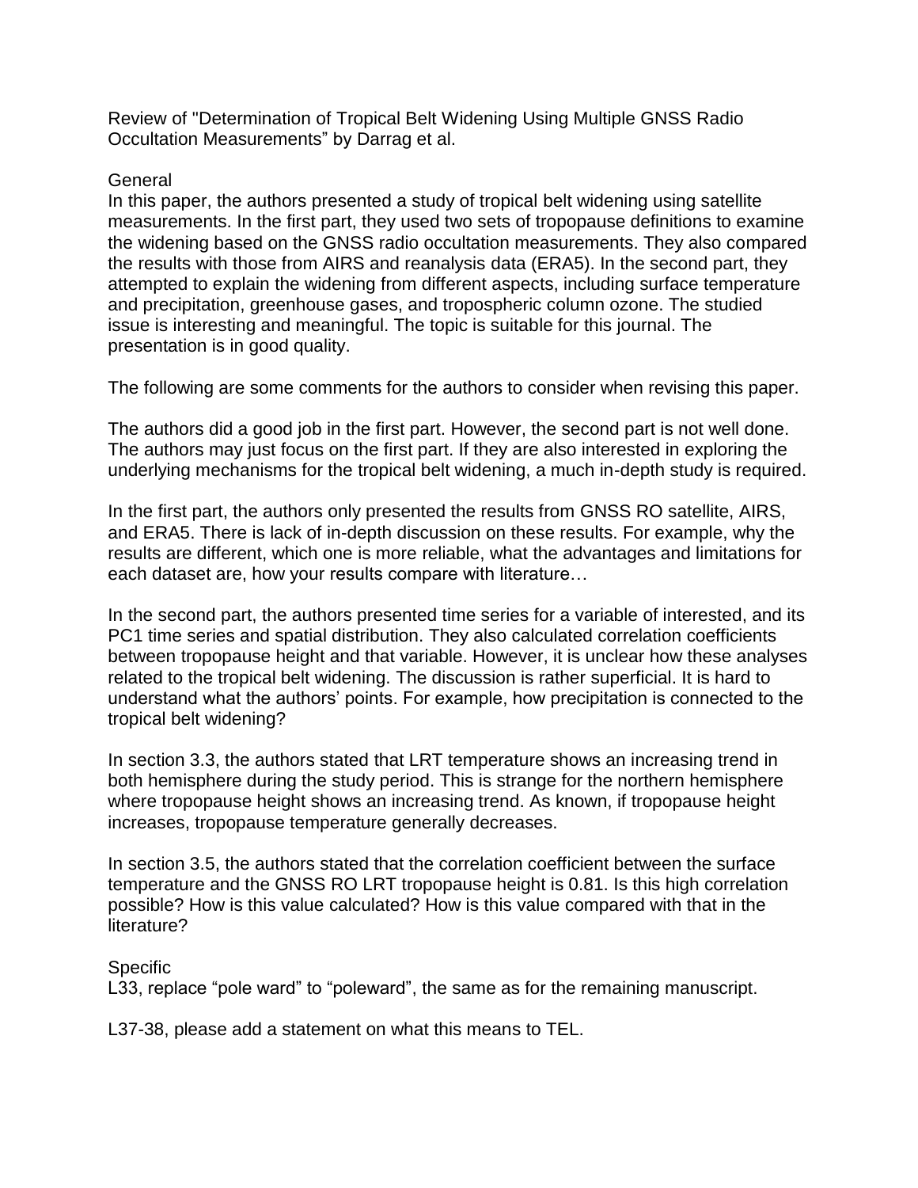Review of "Determination of Tropical Belt Widening Using Multiple GNSS Radio Occultation Measurements" by Darrag et al.

## General

In this paper, the authors presented a study of tropical belt widening using satellite measurements. In the first part, they used two sets of tropopause definitions to examine the widening based on the GNSS radio occultation measurements. They also compared the results with those from AIRS and reanalysis data (ERA5). In the second part, they attempted to explain the widening from different aspects, including surface temperature and precipitation, greenhouse gases, and tropospheric column ozone. The studied issue is interesting and meaningful. The topic is suitable for this journal. The presentation is in good quality.

The following are some comments for the authors to consider when revising this paper.

The authors did a good job in the first part. However, the second part is not well done. The authors may just focus on the first part. If they are also interested in exploring the underlying mechanisms for the tropical belt widening, a much in-depth study is required.

In the first part, the authors only presented the results from GNSS RO satellite, AIRS, and ERA5. There is lack of in-depth discussion on these results. For example, why the results are different, which one is more reliable, what the advantages and limitations for each dataset are, how your results compare with literature…

In the second part, the authors presented time series for a variable of interested, and its PC1 time series and spatial distribution. They also calculated correlation coefficients between tropopause height and that variable. However, it is unclear how these analyses related to the tropical belt widening. The discussion is rather superficial. It is hard to understand what the authors' points. For example, how precipitation is connected to the tropical belt widening?

In section 3.3, the authors stated that LRT temperature shows an increasing trend in both hemisphere during the study period. This is strange for the northern hemisphere where tropopause height shows an increasing trend. As known, if tropopause height increases, tropopause temperature generally decreases.

In section 3.5, the authors stated that the correlation coefficient between the surface temperature and the GNSS RO LRT tropopause height is 0.81. Is this high correlation possible? How is this value calculated? How is this value compared with that in the literature?

## Specific

L33, replace "pole ward" to "poleward", the same as for the remaining manuscript.

L37-38, please add a statement on what this means to TEL.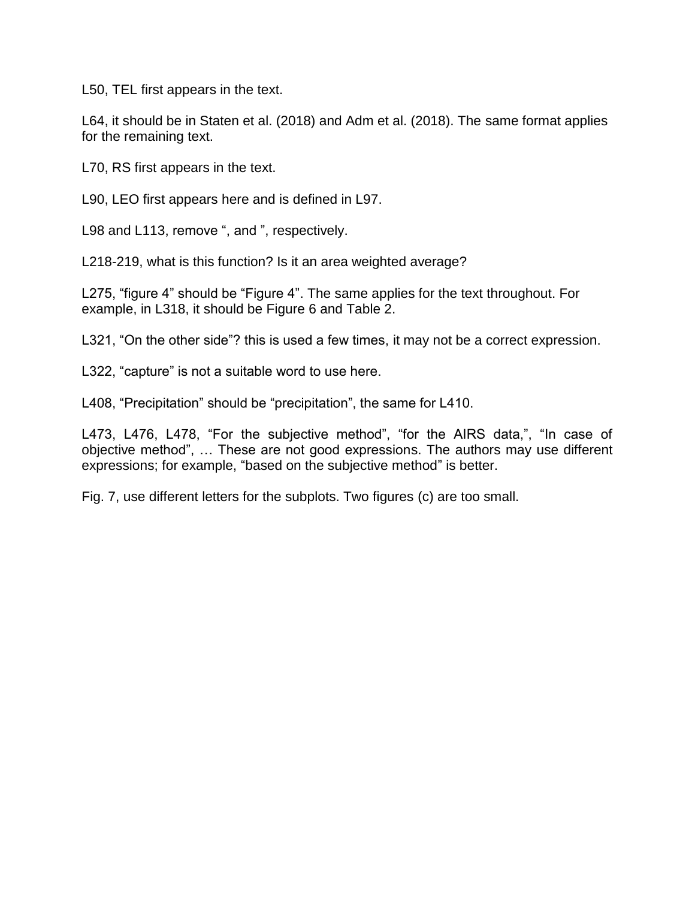L50, TEL first appears in the text.

L64, it should be in Staten et al. (2018) and Adm et al. (2018). The same format applies for the remaining text.

L70, RS first appears in the text.

L90, LEO first appears here and is defined in L97.

L98 and L113, remove “, and ”, respectively.

L218-219, what is this function? Is it an area weighted average?

L275, “figure 4” should be “Figure 4”. The same applies for the text throughout. For example, in L318, it should be Figure 6 and Table 2.

L321, “On the other side”? this is used a few times, it may not be a correct expression.

L322, “capture” is not a suitable word to use here.

L408, “Precipitation” should be “precipitation”, the same for L410.

L473, L476, L478, “For the subjective method”, “for the AIRS data,”, “In case of objective method”, … These are not good expressions. The authors may use different expressions; for example, “based on the subjective method” is better.

Fig. 7, use different letters for the subplots. Two figures (c) are too small.